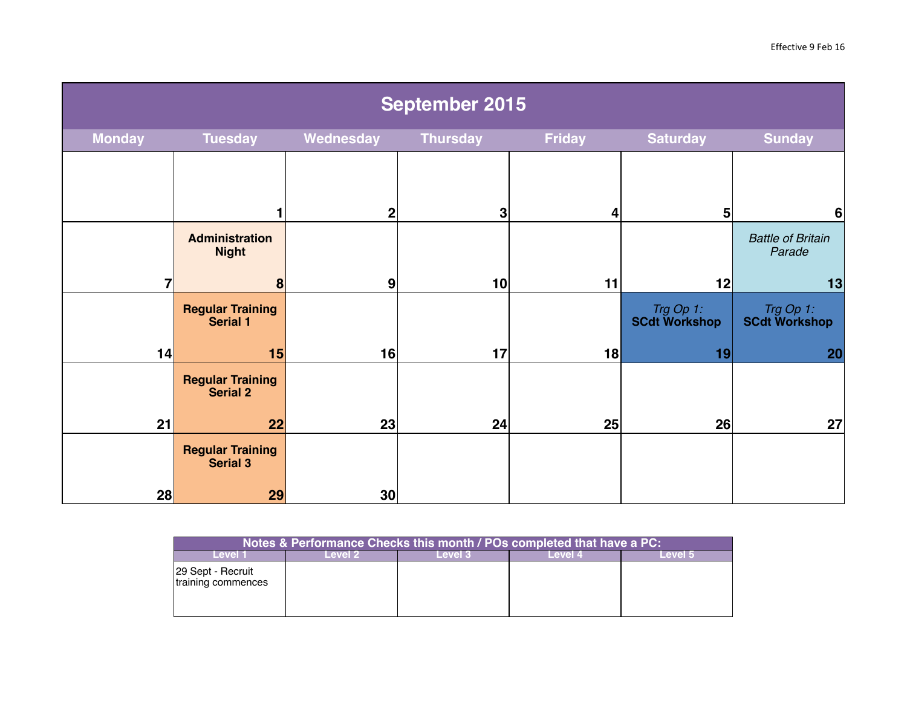Effective 9 Feb 16

| September 2015 | | | | | | |
|---|---|---|---|---|---|---|
| **Monday** | **Tuesday** | **Wednesday** | **Thursday** | **Friday** | **Saturday** | **Sunday** |
| | 1 | 2 | 3 | 4 | 5 | 6 |
| 7 | **Administration Night** 8 | 9 | 10 | 11 | 12 | *Battle of Britain Parade* 13 |
| 14 | **Regular Training Serial 1** 15 | 16 | 17 | 18 | *Trg Op 1:* **SCdt Workshop** 19 | *Trg Op 1:* **SCdt Workshop** 20 |
| 21 | **Regular Training Serial 2** 22 | 23 | 24 | 25 | 26 | 27 |
| 28 | **Regular Training Serial 3** 29 | 30 | | | | |

| Notes & Performance Checks this month / POs completed that have a PC: | | | | |
|---|---|---|---|---|
| **Level 1** | **Level 2** | **Level 3** | **Level 4** | **Level 5** |
| 29 Sept - Recruit training commences | | | | |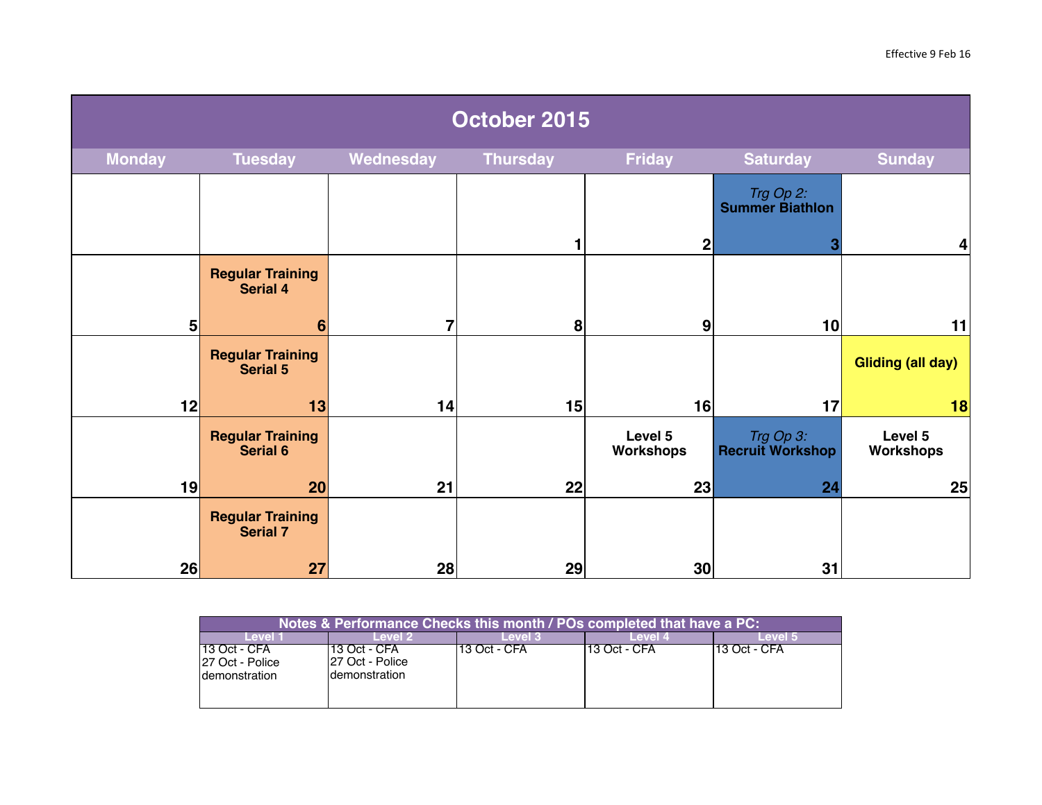Effective 9 Feb 16

# October 2015

| Monday | Tuesday | Wednesday | Thursday | Friday | Saturday | Sunday |
|---|---|---|---|---|---|---|
| | | | 1 | 2 | *Trg Op 2:* **Summer Biathlon** 3 | 4 |
| 5 | **Regular Training Serial 4** 6 | 7 | 8 | 9 | 10 | 11 |
| 12 | **Regular Training Serial 5** 13 | 14 | 15 | 16 | 17 | **Gliding (all day)** 18 |
| 19 | **Regular Training Serial 6** 20 | 21 | 22 | **Level 5 Workshops** 23 | *Trg Op 3:* **Recruit Workshop** 24 | **Level 5 Workshops** 25 |
| 26 | **Regular Training Serial 7** 27 | 28 | 29 | 30 | 31 | |

| Notes & Performance Checks this month / POs completed that have a PC: | | | | |
|---|---|---|---|---|
| Level 1 | Level 2 | Level 3 | Level 4 | Level 5 |
| 13 Oct - CFA<br>27 Oct - Police demonstration | 13 Oct - CFA<br>27 Oct - Police demonstration | 13 Oct - CFA | 13 Oct - CFA | 13 Oct - CFA |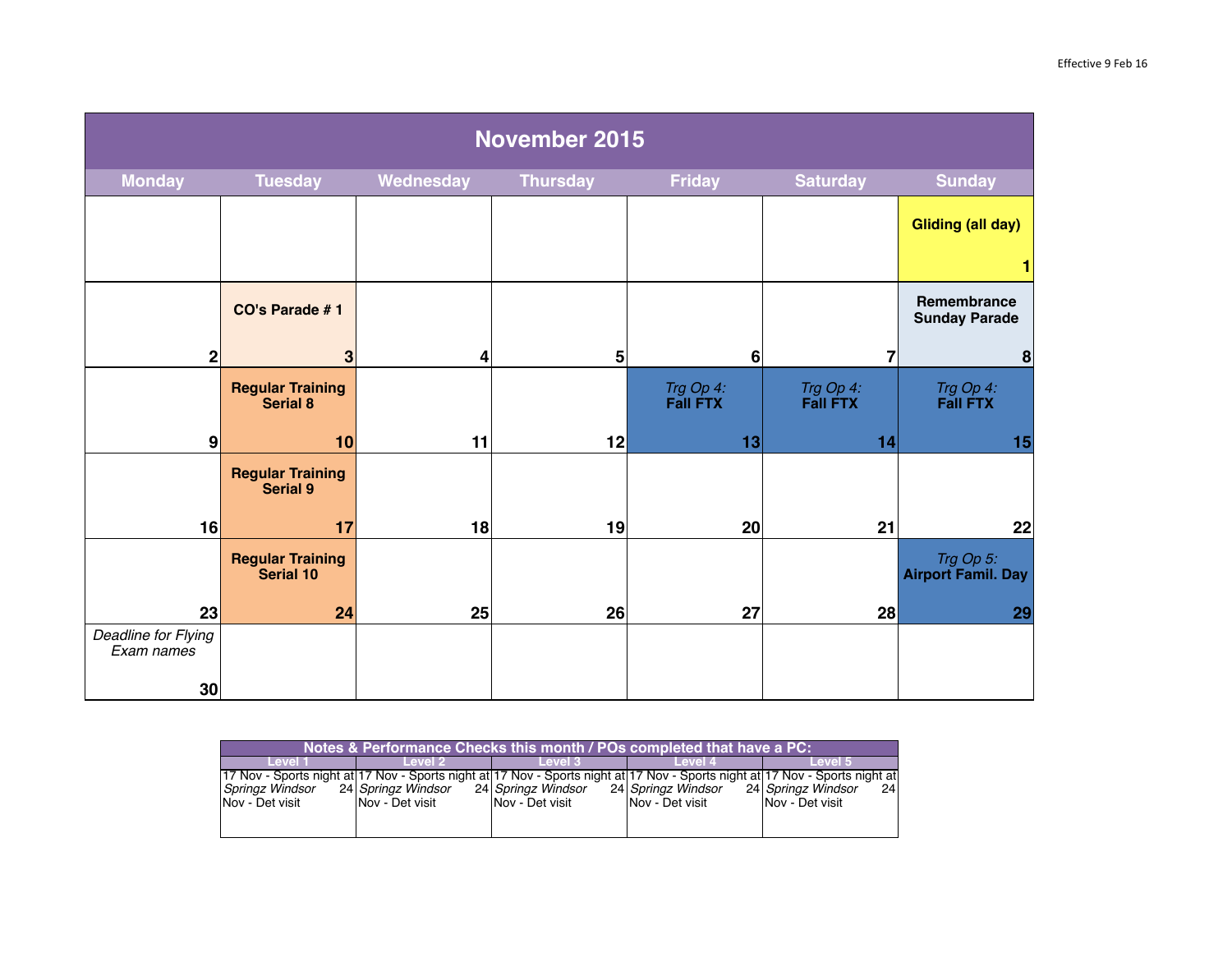Effective 9 Feb 16

# November 2015

| Monday | Tuesday | Wednesday | Thursday | Friday | Saturday | Sunday |
|---|---|---|---|---|---|---|
| | | | | | | **Gliding (all day)** 1 |
| 2 | **CO's Parade # 1** 3 | 4 | 5 | 6 | 7 | **Remembrance Sunday Parade** 8 |
| 9 | **Regular Training Serial 8** 10 | 11 | 12 | *Trg Op 4:* **Fall FTX** 13 | *Trg Op 4:* **Fall FTX** 14 | *Trg Op 4:* **Fall FTX** 15 |
| 16 | **Regular Training Serial 9** 17 | 18 | 19 | 20 | 21 | 22 |
| 23 | **Regular Training Serial 10** 24 | 25 | 26 | 27 | 28 | *Trg Op 5:* **Airport Famil. Day** 29 |
| *Deadline for Flying Exam names* 30 | | | | | | |

| Notes & Performance Checks this month / POs completed that have a PC: | | | | |
|---|---|---|---|---|
| Level 1 | Level 2 | Level 3 | Level 4 | Level 5 |
| 17 Nov - Sports night at *Springz Windsor* 24 Nov - Det visit | 17 Nov - Sports night at *Springz Windsor* 24 Nov - Det visit | 17 Nov - Sports night at *Springz Windsor* 24 Nov - Det visit | 17 Nov - Sports night at *Springz Windsor* 24 Nov - Det visit | 17 Nov - Sports night at *Springz Windsor* 24 Nov - Det visit |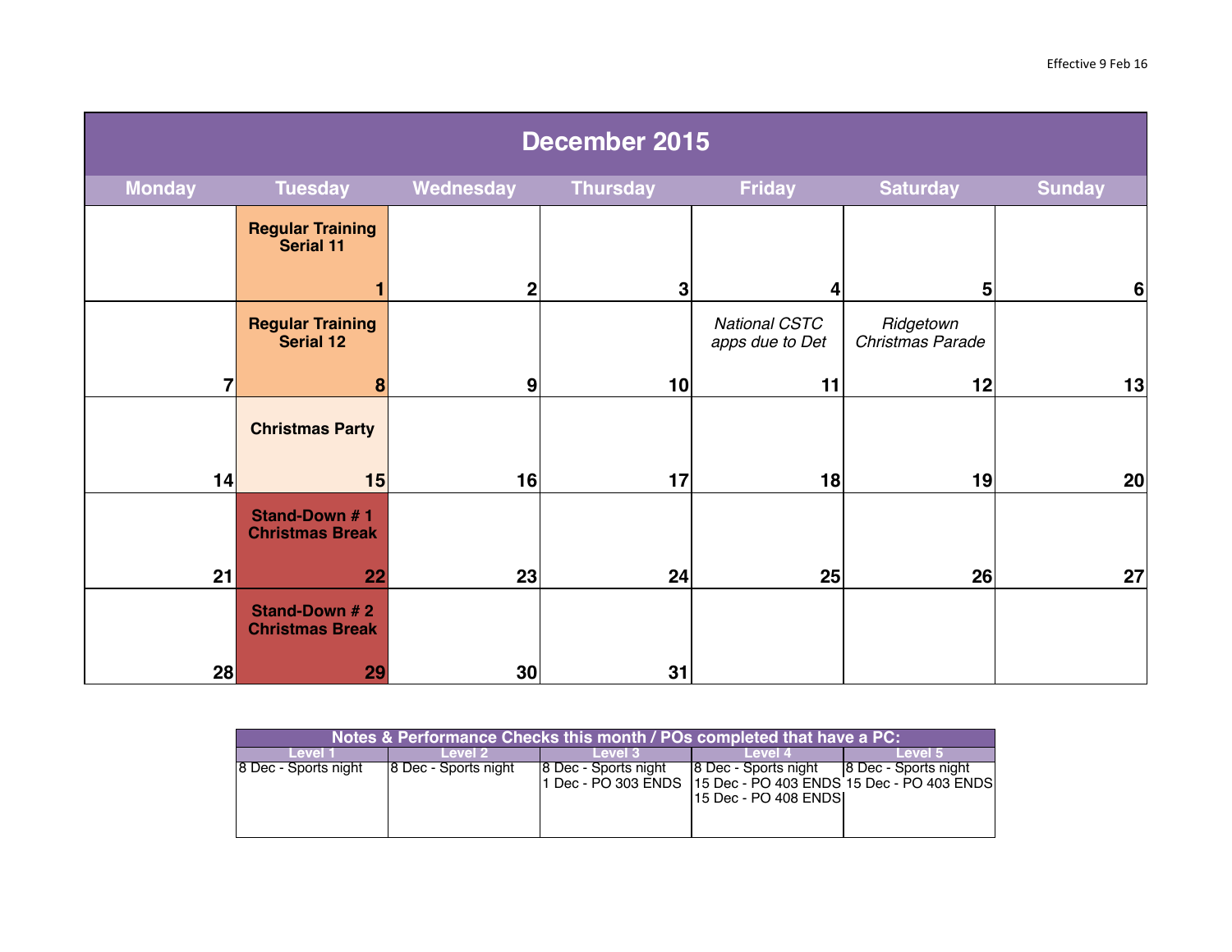Effective 9 Feb 16

# December 2015

| Monday | Tuesday | Wednesday | Thursday | Friday | Saturday | Sunday |
|---|---|---|---|---|---|---|
| | **Regular Training Serial 11** 1 | 2 | 3 | 4 | 5 | 6 |
| 7 | **Regular Training Serial 12** 8 | 9 | 10 | *National CSTC apps due to Det* 11 | *Ridgetown Christmas Parade* 12 | 13 |
| 14 | **Christmas Party** 15 | 16 | 17 | 18 | 19 | 20 |
| 21 | **Stand-Down # 1 Christmas Break** 22 | 23 | 24 | 25 | 26 | 27 |
| 28 | **Stand-Down # 2 Christmas Break** 29 | 30 | 31 | | | |

| Notes & Performance Checks this month / POs completed that have a PC: | | | | |
|---|---|---|---|---|
| Level 1 | Level 2 | Level 3 | Level 4 | Level 5 |
| 8 Dec - Sports night | 8 Dec - Sports night | 8 Dec - Sports night<br>1 Dec - PO 303 ENDS | 8 Dec - Sports night<br>15 Dec - PO 403 ENDS<br>15 Dec - PO 408 ENDS | 8 Dec - Sports night<br>15 Dec - PO 403 ENDS |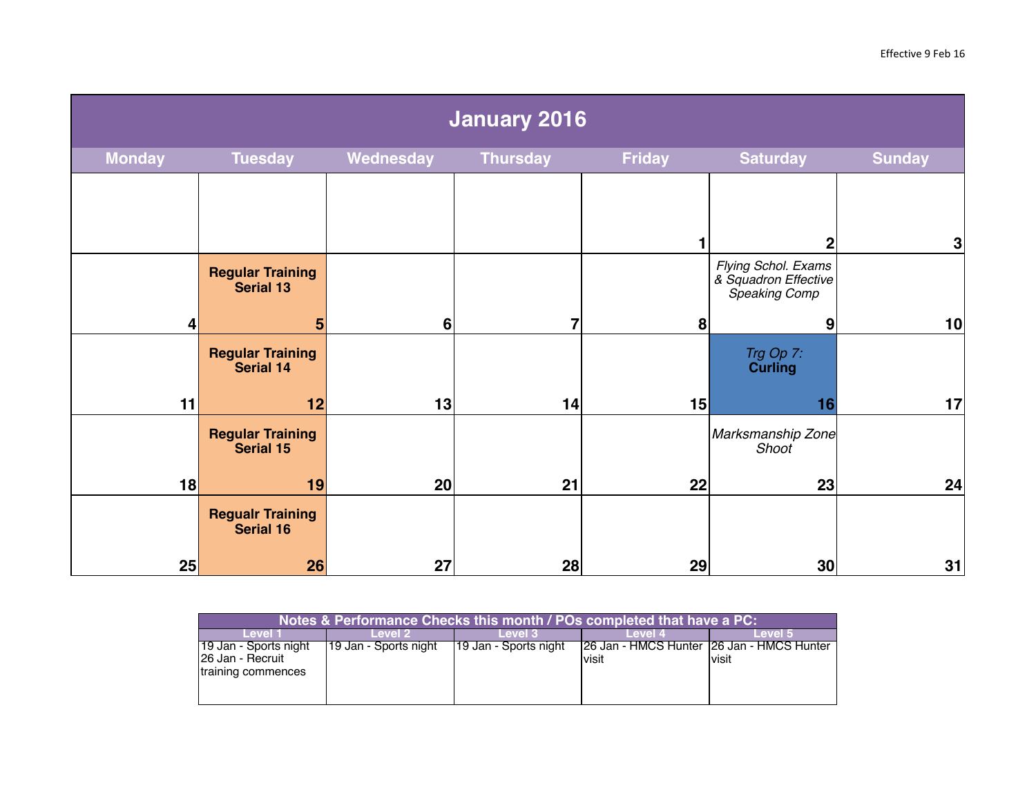Effective 9 Feb 16

# January 2016

| Monday | Tuesday | Wednesday | Thursday | Friday | Saturday | Sunday |
|---|---|---|---|---|---|---|
| | | | | 1 | 2 | 3 |
| 4 | **Regular Training Serial 13** 5 | 6 | 7 | 8 | *Flying Schol. Exams & Squadron Effective Speaking Comp* 9 | 10 |
| 11 | **Regular Training Serial 14** 12 | 13 | 14 | 15 | *Trg Op 7:* **Curling** 16 | 17 |
| 18 | **Regular Training Serial 15** 19 | 20 | 21 | 22 | *Marksmanship Zone Shoot* 23 | 24 |
| 25 | **Regualr Training Serial 16** 26 | 27 | 28 | 29 | 30 | 31 |

| Notes & Performance Checks this month / POs completed that have a PC: | | | | |
|---|---|---|---|---|
| Level 1 | Level 2 | Level 3 | Level 4 | Level 5 |
| 19 Jan - Sports night<br>26 Jan - Recruit training commences | 19 Jan - Sports night | 19 Jan - Sports night | 26 Jan - HMCS Hunter visit | 26 Jan - HMCS Hunter visit |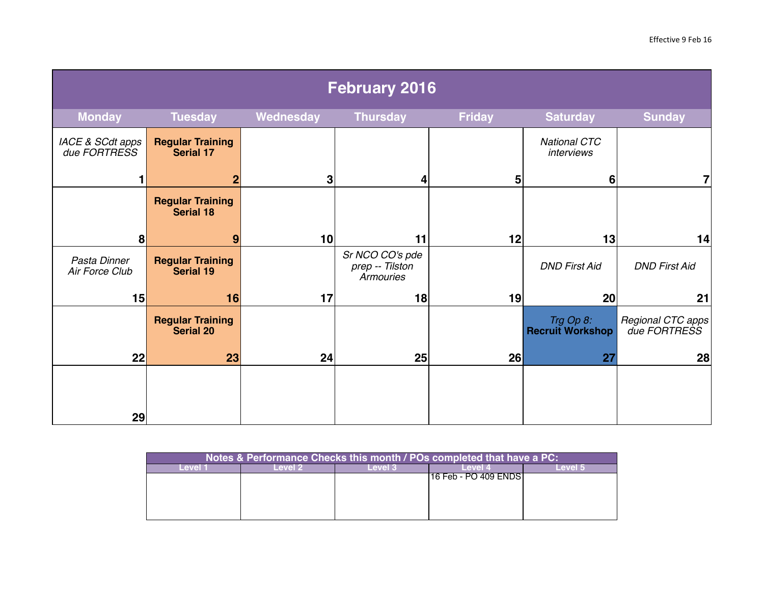Effective 9 Feb 16

# February 2016

| Monday | Tuesday | Wednesday | Thursday | Friday | Saturday | Sunday |
| --- | --- | --- | --- | --- | --- | --- |
| *IACE & SCdt apps due FORTRESS* 1 | **Regular Training Serial 17** 2 | 3 | 4 | 5 | *National CTC interviews* 6 | 7 |
| 8 | **Regular Training Serial 18** 9 | 10 | 11 | 12 | 13 | 14 |
| *Pasta Dinner Air Force Club* 15 | **Regular Training Serial 19** 16 | 17 | *Sr NCO CO's pde prep -- Tilston Armouries* 18 | 19 | *DND First Aid* 20 | *DND First Aid* 21 |
| 22 | **Regular Training Serial 20** 23 | 24 | 25 | 26 | *Trg Op 8:* **Recruit Workshop** 27 | *Regional CTC apps due FORTRESS* 28 |
| 29 | | | | | | |

| Notes & Performance Checks this month / POs completed that have a PC: | | | | |
| --- | --- | --- | --- | --- |
| Level 1 | Level 2 | Level 3 | Level 4 | Level 5 |
| | | | 16 Feb - PO 409 ENDS | |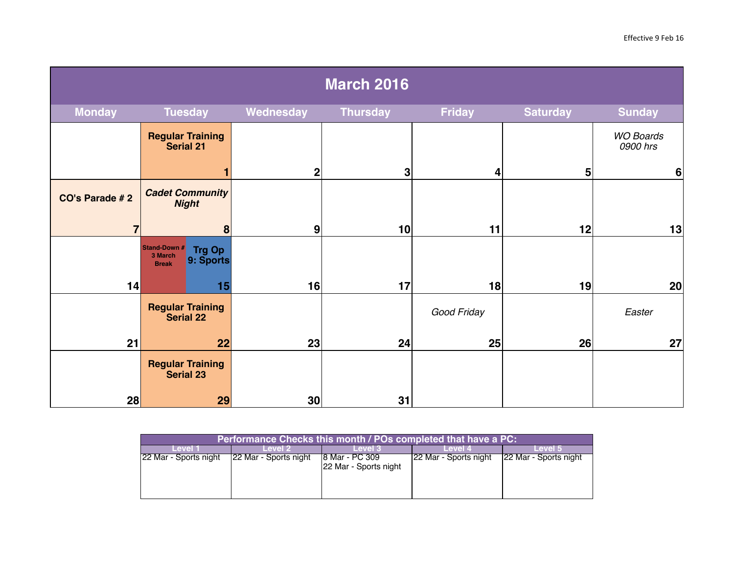Effective 9 Feb 16

# March 2016

| Monday | Tuesday | Wednesday | Thursday | Friday | Saturday | Sunday |
|---|---|---|---|---|---|---|
| | **Regular Training Serial 21** 1 | 2 | 3 | 4 | 5 | *WO Boards 0900 hrs* 6 |
| **CO's Parade # 2** 7 | ***Cadet Community Night*** 8 | 9 | 10 | 11 | 12 | 13 |
| 14 | **Stand-Down # 3 March Break** / **Trg Op 9: Sports** 15 | 16 | 17 | 18 | 19 | 20 |
| 21 | **Regular Training Serial 22** 22 | 23 | 24 | *Good Friday* 25 | 26 | *Easter* 27 |
| 28 | **Regular Training Serial 23** 29 | 30 | 31 | | | |

| Performance Checks this month / POs completed that have a PC: | | | | |
|---|---|---|---|---|
| Level 1 | Level 2 | Level 3 | Level 4 | Level 5 |
| 22 Mar - Sports night | 22 Mar - Sports night | 8 Mar - PC 309<br>22 Mar - Sports night | 22 Mar - Sports night | 22 Mar - Sports night |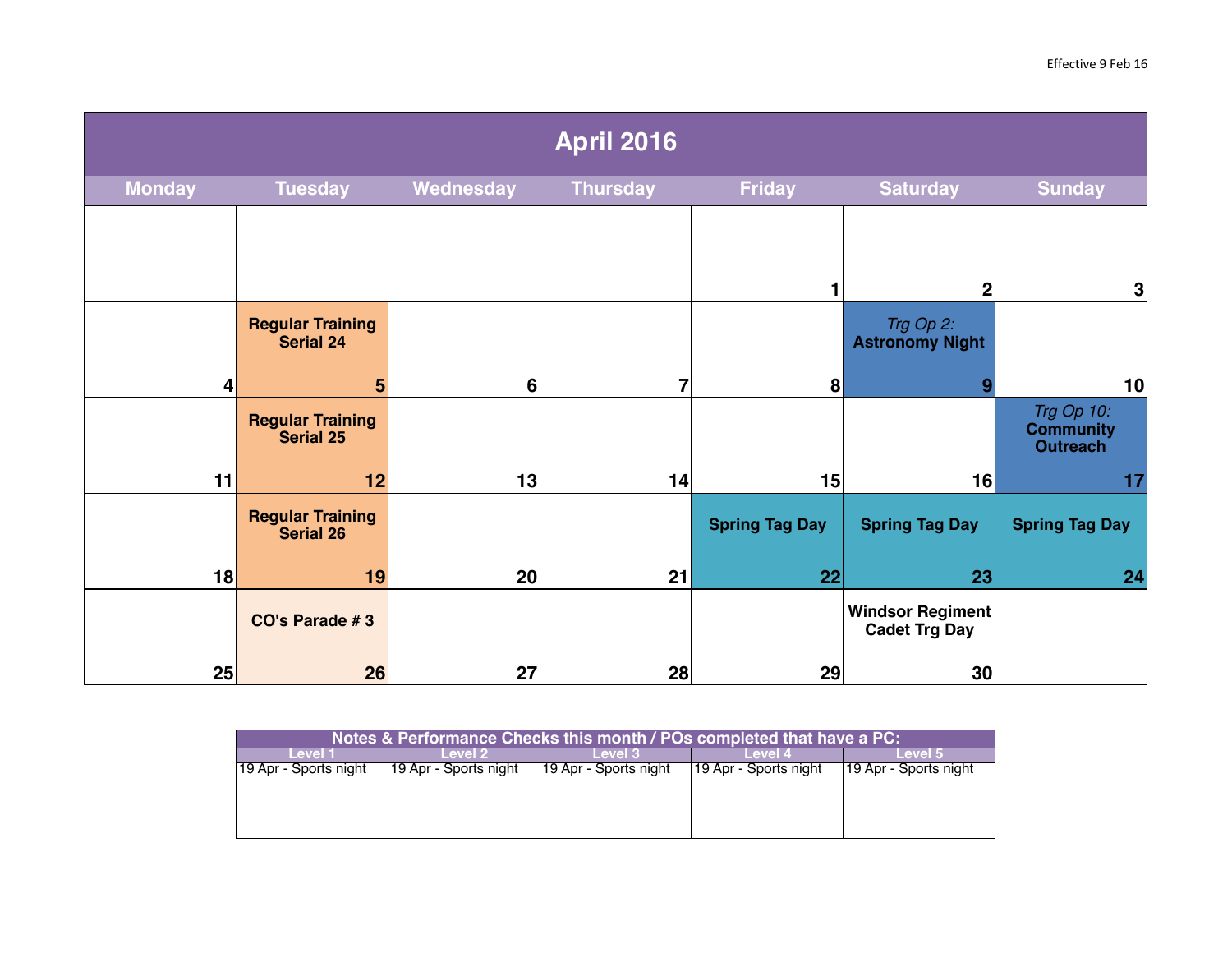Effective 9 Feb 16

# April 2016

| Monday | Tuesday | Wednesday | Thursday | Friday | Saturday | Sunday |
|---|---|---|---|---|---|---|
| | | | | 1 | 2 | 3 |
| 4 | **Regular Training Serial 24** 5 | 6 | 7 | 8 | *Trg Op 2:* **Astronomy Night** 9 | 10 |
| 11 | **Regular Training Serial 25** 12 | 13 | 14 | 15 | 16 | *Trg Op 10:* **Community Outreach** 17 |
| 18 | **Regular Training Serial 26** 19 | 20 | 21 | **Spring Tag Day** 22 | **Spring Tag Day** 23 | **Spring Tag Day** 24 |
| 25 | **CO's Parade # 3** 26 | 27 | 28 | 29 | **Windsor Regiment Cadet Trg Day** 30 | |

| Notes & Performance Checks this month / POs completed that have a PC: | | | | |
|---|---|---|---|---|
| Level 1 | Level 2 | Level 3 | Level 4 | Level 5 |
| 19 Apr - Sports night | 19 Apr - Sports night | 19 Apr - Sports night | 19 Apr - Sports night | 19 Apr - Sports night |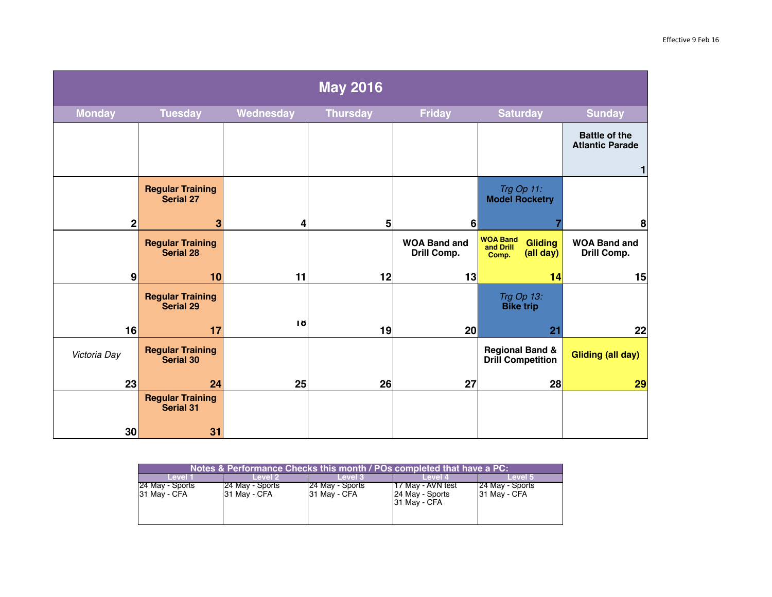Effective 9 Feb 16

# May 2016

| Monday | Tuesday | Wednesday | Thursday | Friday | Saturday | Sunday |
|---|---|---|---|---|---|---|
| | | | | | | **Battle of the Atlantic Parade** 1 |
| 2 | **Regular Training Serial 27** 3 | 4 | 5 | 6 | *Trg Op 11:* **Model Rocketry** 7 | 8 |
| 9 | **Regular Training Serial 28** 10 | 11 | 12 | **WOA Band and Drill Comp.** 13 | **WOA Band and Drill Comp.** **Gliding (all day)** 14 | **WOA Band and Drill Comp.** 15 |
| 16 | **Regular Training Serial 29** 17 | 18 | 19 | 20 | *Trg Op 13:* **Bike trip** 21 | 22 |
| *Victoria Day* 23 | **Regular Training Serial 30** 24 | 25 | 26 | 27 | **Regional Band & Drill Competition** 28 | **Gliding (all day)** 29 |
| 30 | **Regular Training Serial 31** 31 | | | | | |

| Notes & Performance Checks this month / POs completed that have a PC: | | | | |
|---|---|---|---|---|
| Level 1 | Level 2 | Level 3 | Level 4 | Level 5 |
| 24 May - Sports<br>31 May - CFA | 24 May - Sports<br>31 May - CFA | 24 May - Sports<br>31 May - CFA | 17 May - AVN test<br>24 May - Sports<br>31 May - CFA | 24 May - Sports<br>31 May - CFA |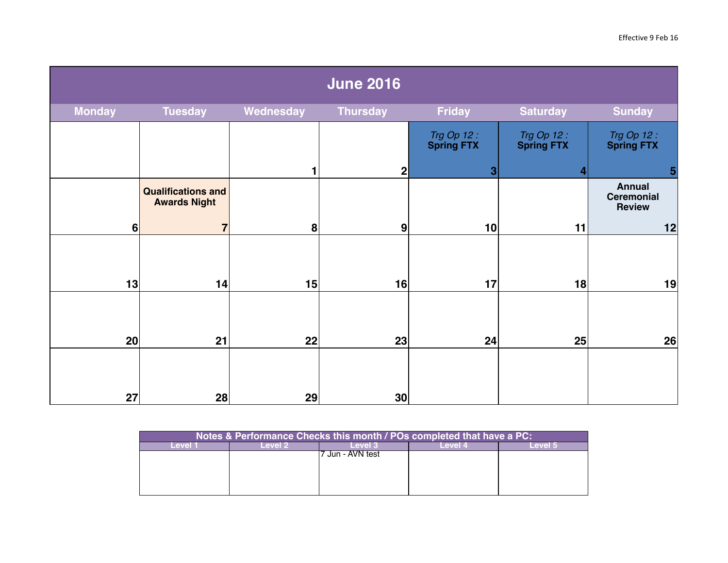Effective 9 Feb 16

# June 2016

| Monday | Tuesday | Wednesday | Thursday | Friday | Saturday | Sunday |
|---|---|---|---|---|---|---|
| | | 1 | 2 | *Trg Op 12 :* **Spring FTX** 3 | *Trg Op 12 :* **Spring FTX** 4 | *Trg Op 12 :* **Spring FTX** 5 |
| 6 | **Qualifications and Awards Night** 7 | 8 | 9 | 10 | 11 | **Annual Ceremonial Review** 12 |
| 13 | 14 | 15 | 16 | 17 | 18 | 19 |
| 20 | 21 | 22 | 23 | 24 | 25 | 26 |
| 27 | 28 | 29 | 30 | | | |

| Notes & Performance Checks this month / POs completed that have a PC: | | | | |
|---|---|---|---|---|
| **Level 1** | **Level 2** | **Level 3** | **Level 4** | **Level 5** |
| | | 7 Jun - AVN test | | |